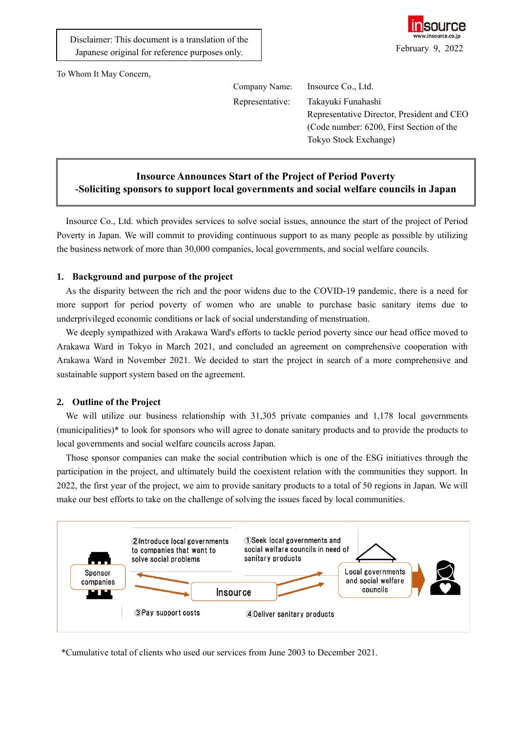Disclaimer: This document is a translation of the Japanese original for reference purposes only.

insource
www.insource.co.jp

February 9, 2022

To Whom It May Concern,

Company Name: Insource Co., Ltd.
Representative: Takayuki Funahashi
Representative Director, President and CEO
(Code number: 6200, First Section of the Tokyo Stock Exchange)

# Insource Announces Start of the Project of Period Poverty
## -Soliciting sponsors to support local governments and social welfare councils in Japan

Insource Co., Ltd. which provides services to solve social issues, announce the start of the project of Period Poverty in Japan. We will commit to providing continuous support to as many people as possible by utilizing the business network of more than 30,000 companies, local governments, and social welfare councils.

### 1. Background and purpose of the project

As the disparity between the rich and the poor widens due to the COVID-19 pandemic, there is a need for more support for period poverty of women who are unable to purchase basic sanitary items due to underprivileged economic conditions or lack of social understanding of menstruation.

We deeply sympathized with Arakawa Ward's efforts to tackle period poverty since our head office moved to Arakawa Ward in Tokyo in March 2021, and concluded an agreement on comprehensive cooperation with Arakawa Ward in November 2021. We decided to start the project in search of a more comprehensive and sustainable support system based on the agreement.

### 2. Outline of the Project

We will utilize our business relationship with 31,305 private companies and 1,178 local governments (municipalities)* to look for sponsors who will agree to donate sanitary products and to provide the products to local governments and social welfare councils across Japan.

Those sponsor companies can make the social contribution which is one of the ESG initiatives through the participation in the project, and ultimately build the coexistent relation with the communities they support. In 2022, the first year of the project, we aim to provide sanitary products to a total of 50 regions in Japan. We will make our best efforts to take on the challenge of solving the issues faced by local communities.

Sponsor companies — Insource — Local governments and social welfare councils

①Seek local governments and social welfare councils in need of sanitary products

②Introduce local governments to companies that want to solve social problems

③Pay support costs

④Deliver sanitary products

*Cumulative total of clients who used our services from June 2003 to December 2021.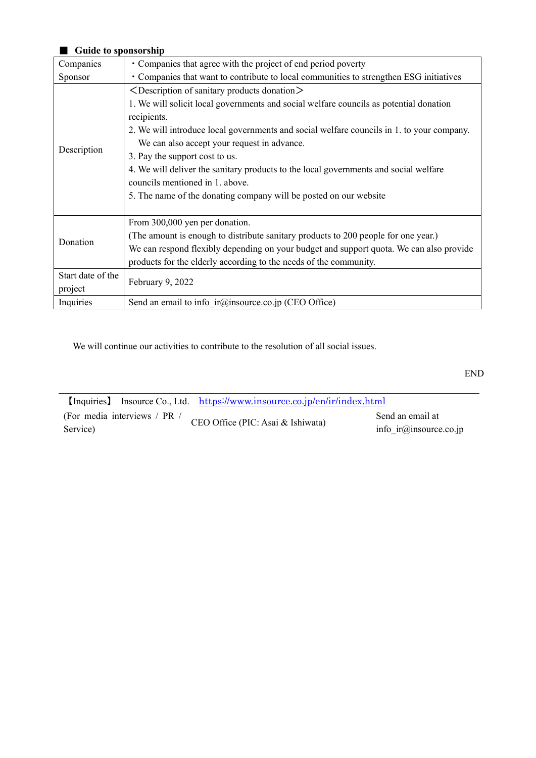■ **Guide to sponsorship**

| | |
|---|---|
| Companies Sponsor | ・Companies that agree with the project of end period poverty<br>・Companies that want to contribute to local communities to strengthen ESG initiatives |
| Description | ＜Description of sanitary products donation＞<br>1. We will solicit local governments and social welfare councils as potential donation recipients.<br>2. We will introduce local governments and social welfare councils in 1. to your company. We can also accept your request in advance.<br>3. Pay the support cost to us.<br>4. We will deliver the sanitary products to the local governments and social welfare councils mentioned in 1. above.<br>5. The name of the donating company will be posted on our website |
| Donation | From 300,000 yen per donation.<br>(The amount is enough to distribute sanitary products to 200 people for one year.)<br>We can respond flexibly depending on your budget and support quota. We can also provide products for the elderly according to the needs of the community. |
| Start date of the project | February 9, 2022 |
| Inquiries | Send an email to info_ir@insource.co.jp (CEO Office) |

We will continue our activities to contribute to the resolution of all social issues.

END

【Inquiries】 Insource Co., Ltd. https://www.insource.co.jp/en/ir/index.html

(For media interviews / PR / Service) CEO Office (PIC: Asai & Ishiwata) Send an email at info_ir@insource.co.jp